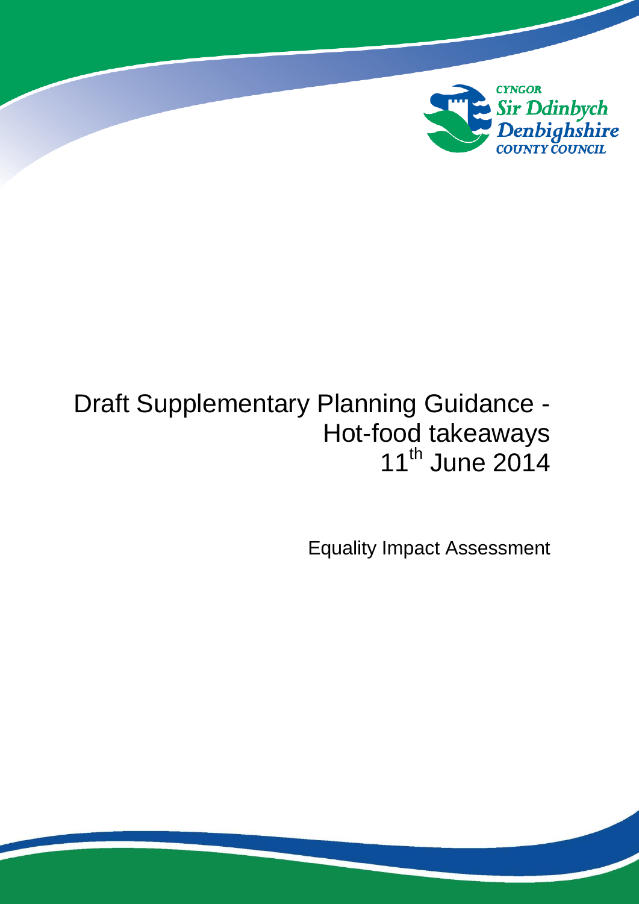CYNGOR
Sir Ddinbych
Denbighshire
COUNTY COUNCIL

# Draft Supplementary Planning Guidance - Hot-food takeaways

11th June 2014

Equality Impact Assessment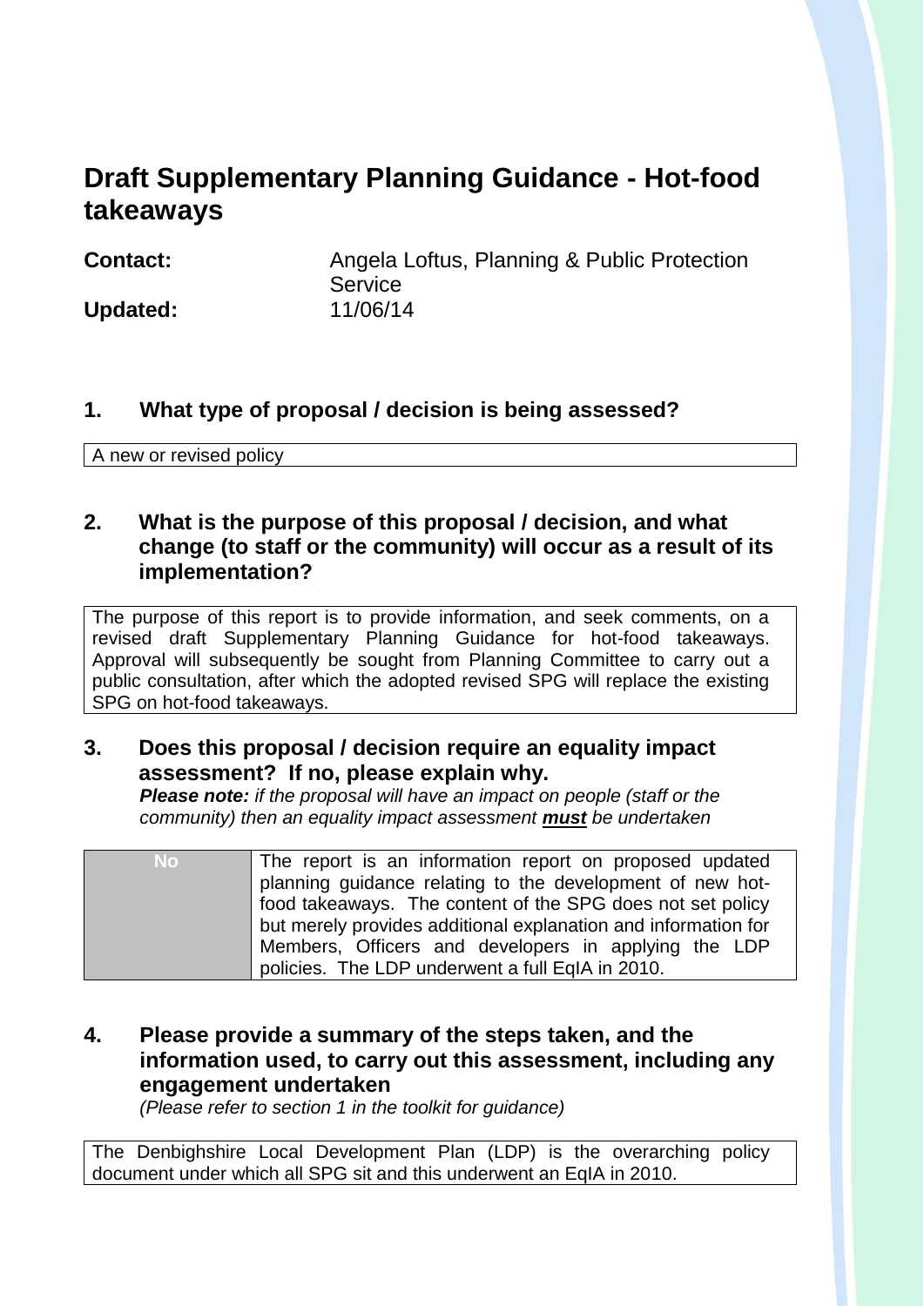# Draft Supplementary Planning Guidance - Hot-food takeaways

| | |
|---|---|
| **Contact:** | Angela Loftus, Planning & Public Protection Service |
| **Updated:** | 11/06/14 |

## 1. What type of proposal / decision is being assessed?

A new or revised policy

## 2. What is the purpose of this proposal / decision, and what change (to staff or the community) will occur as a result of its implementation?

The purpose of this report is to provide information, and seek comments, on a revised draft Supplementary Planning Guidance for hot-food takeaways. Approval will subsequently be sought from Planning Committee to carry out a public consultation, after which the adopted revised SPG will replace the existing SPG on hot-food takeaways.

## 3. Does this proposal / decision require an equality impact assessment? If no, please explain why.

***Please note:*** *if the proposal will have an impact on people (staff or the community) then an equality impact assessment* ***must*** *be undertaken*

| | |
|---|---|
| No | The report is an information report on proposed updated planning guidance relating to the development of new hot-food takeaways. The content of the SPG does not set policy but merely provides additional explanation and information for Members, Officers and developers in applying the LDP policies. The LDP underwent a full EqIA in 2010. |

## 4. Please provide a summary of the steps taken, and the information used, to carry out this assessment, including any engagement undertaken

*(Please refer to section 1 in the toolkit for guidance)*

The Denbighshire Local Development Plan (LDP) is the overarching policy document under which all SPG sit and this underwent an EqIA in 2010.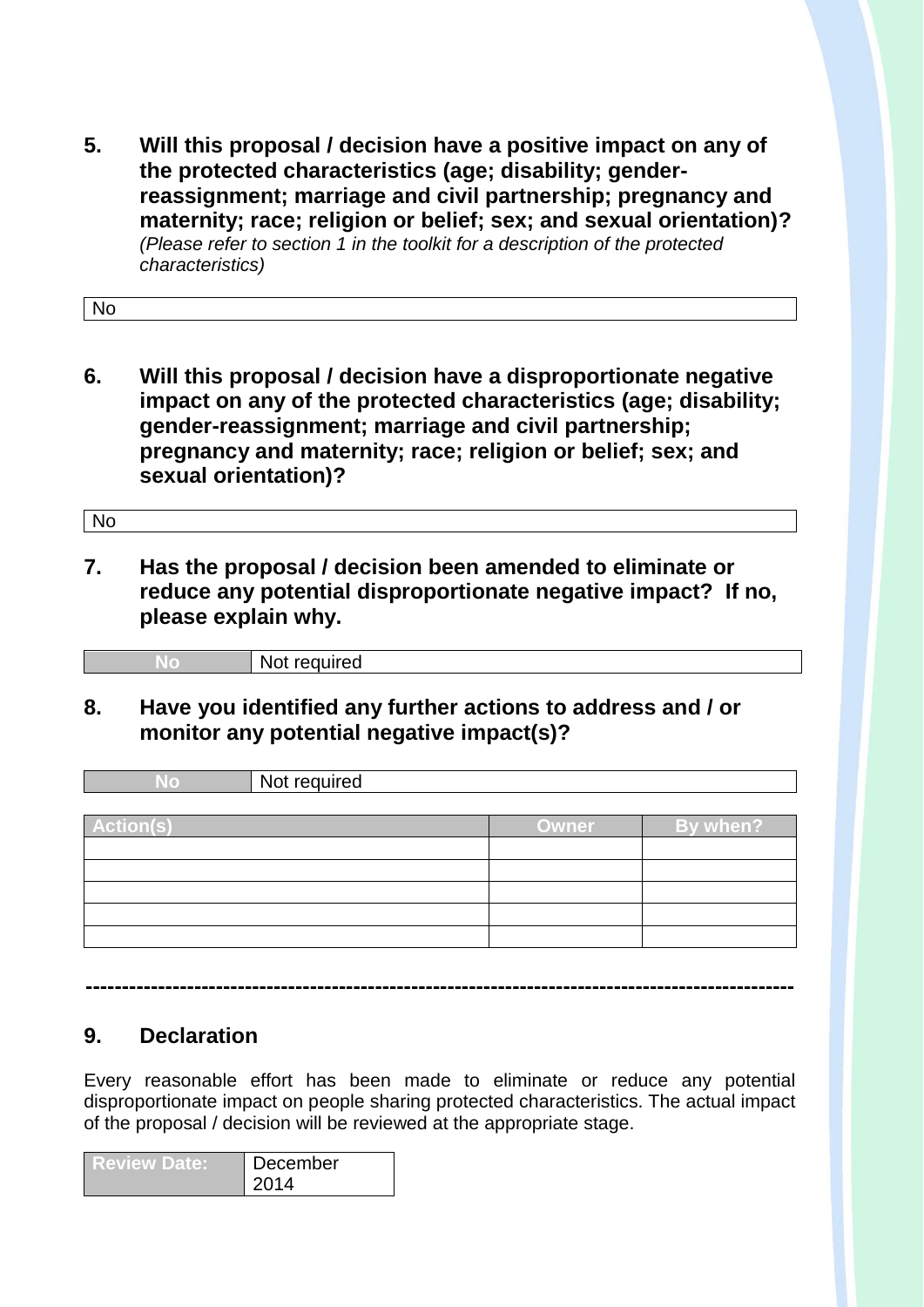5. **Will this proposal / decision have a positive impact on any of the protected characteristics (age; disability; gender-reassignment; marriage and civil partnership; pregnancy and maternity; race; religion or belief; sex; and sexual orientation)?**
*(Please refer to section 1 in the toolkit for a description of the protected characteristics)*

| No |
|---|

6. **Will this proposal / decision have a disproportionate negative impact on any of the protected characteristics (age; disability; gender-reassignment; marriage and civil partnership; pregnancy and maternity; race; religion or belief; sex; and sexual orientation)?**

| No |
|---|

7. **Has the proposal / decision been amended to eliminate or reduce any potential disproportionate negative impact? If no, please explain why.**

| No | Not required |
|---|---|

8. **Have you identified any further actions to address and / or monitor any potential negative impact(s)?**

| No | Not required |
|---|---|

| Action(s) | Owner | By when? |
|---|---|---|
| | | |
| | | |
| | | |
| | | |
| | | |

---

## 9. Declaration

Every reasonable effort has been made to eliminate or reduce any potential disproportionate impact on people sharing protected characteristics. The actual impact of the proposal / decision will be reviewed at the appropriate stage.

| Review Date: | December 2014 |
|---|---|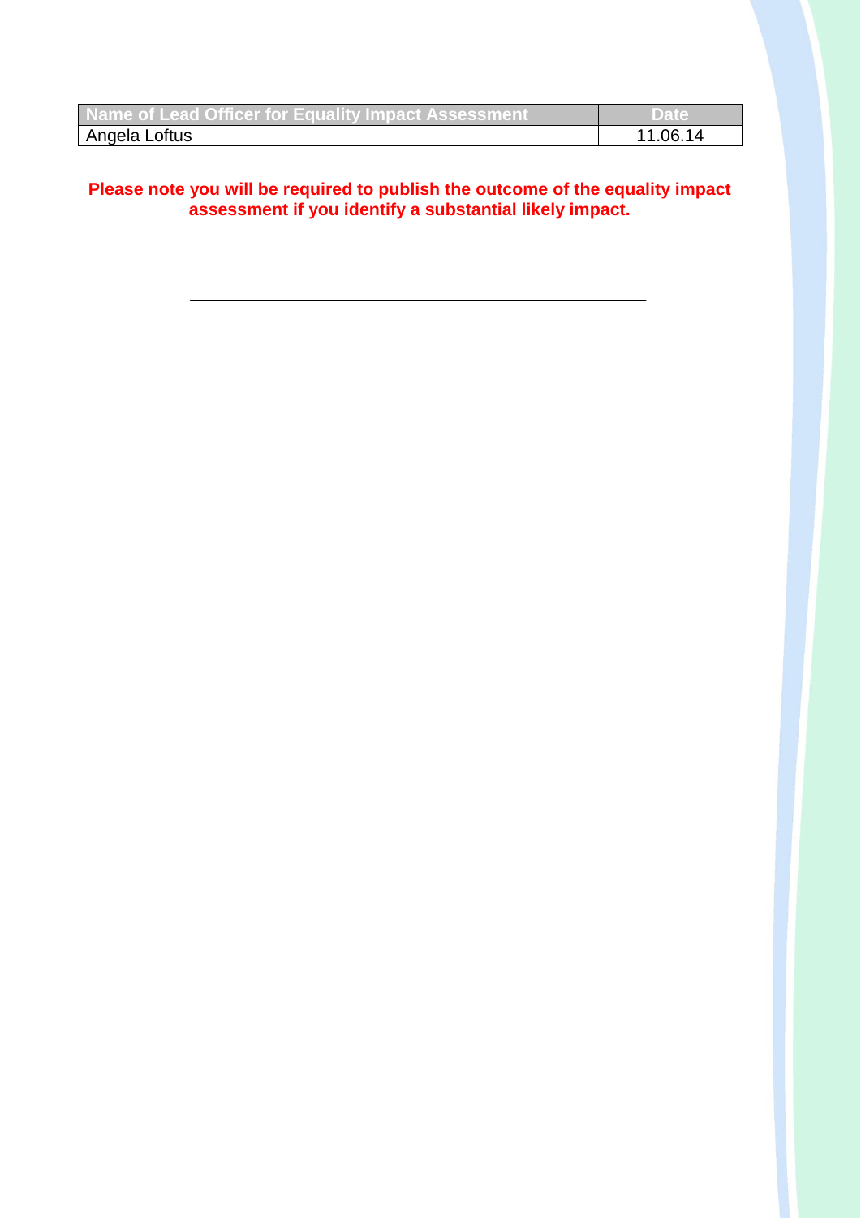| Name of Lead Officer for Equality Impact Assessment | Date |
|---|---|
| Angela Loftus | 11.06.14 |

**Please note you will be required to publish the outcome of the equality impact assessment if you identify a substantial likely impact.**

---